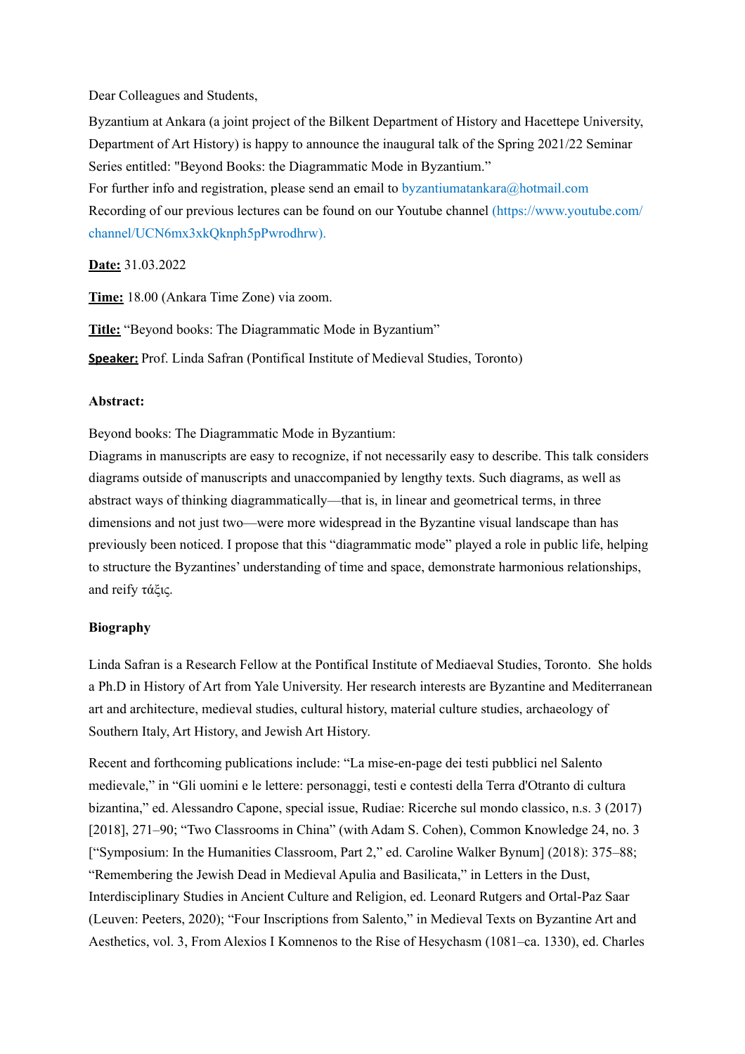Dear Colleagues and Students,

Byzantium at Ankara (a joint project of the Bilkent Department of History and Hacettepe University, Department of Art History) is happy to announce the inaugural talk of the Spring 2021/22 Seminar Series entitled: "Beyond Books: the Diagrammatic Mode in Byzantium."
For further info and registration, please send an email to byzantiumatankara@hotmail.com
Recording of our previous lectures can be found on our Youtube channel (https://www.youtube.com/channel/UCN6mx3xkQknph5pPwrodhrw).

**Date:** 31.03.2022

**Time:** 18.00 (Ankara Time Zone) via zoom.

**Title:** "Beyond books: The Diagrammatic Mode in Byzantium"

**Speaker:** Prof. Linda Safran (Pontifical Institute of Medieval Studies, Toronto)

**Abstract:**

Beyond books: The Diagrammatic Mode in Byzantium:
Diagrams in manuscripts are easy to recognize, if not necessarily easy to describe. This talk considers diagrams outside of manuscripts and unaccompanied by lengthy texts. Such diagrams, as well as abstract ways of thinking diagrammatically—that is, in linear and geometrical terms, in three dimensions and not just two—were more widespread in the Byzantine visual landscape than has previously been noticed. I propose that this "diagrammatic mode" played a role in public life, helping to structure the Byzantines' understanding of time and space, demonstrate harmonious relationships, and reify τάξις.

**Biography**

Linda Safran is a Research Fellow at the Pontifical Institute of Mediaeval Studies, Toronto. She holds a Ph.D in History of Art from Yale University. Her research interests are Byzantine and Mediterranean art and architecture, medieval studies, cultural history, material culture studies, archaeology of Southern Italy, Art History, and Jewish Art History.

Recent and forthcoming publications include: "La mise-en-page dei testi pubblici nel Salento medievale," in "Gli uomini e le lettere: personaggi, testi e contesti della Terra d'Otranto di cultura bizantina," ed. Alessandro Capone, special issue, Rudiae: Ricerche sul mondo classico, n.s. 3 (2017) [2018], 271–90; "Two Classrooms in China" (with Adam S. Cohen), Common Knowledge 24, no. 3 ["Symposium: In the Humanities Classroom, Part 2," ed. Caroline Walker Bynum] (2018): 375–88; "Remembering the Jewish Dead in Medieval Apulia and Basilicata," in Letters in the Dust, Interdisciplinary Studies in Ancient Culture and Religion, ed. Leonard Rutgers and Ortal-Paz Saar (Leuven: Peeters, 2020); "Four Inscriptions from Salento," in Medieval Texts on Byzantine Art and Aesthetics, vol. 3, From Alexios I Komnenos to the Rise of Hesychasm (1081–ca. 1330), ed. Charles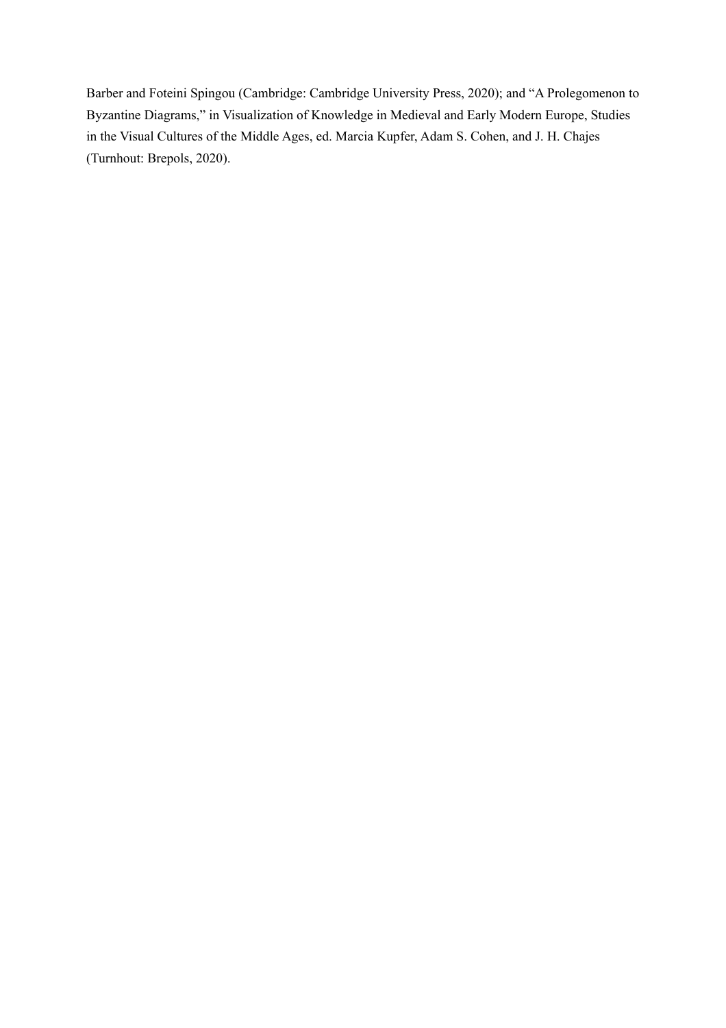Barber and Foteini Spingou (Cambridge: Cambridge University Press, 2020); and "A Prolegomenon to Byzantine Diagrams," in Visualization of Knowledge in Medieval and Early Modern Europe, Studies in the Visual Cultures of the Middle Ages, ed. Marcia Kupfer, Adam S. Cohen, and J. H. Chajes (Turnhout: Brepols, 2020).